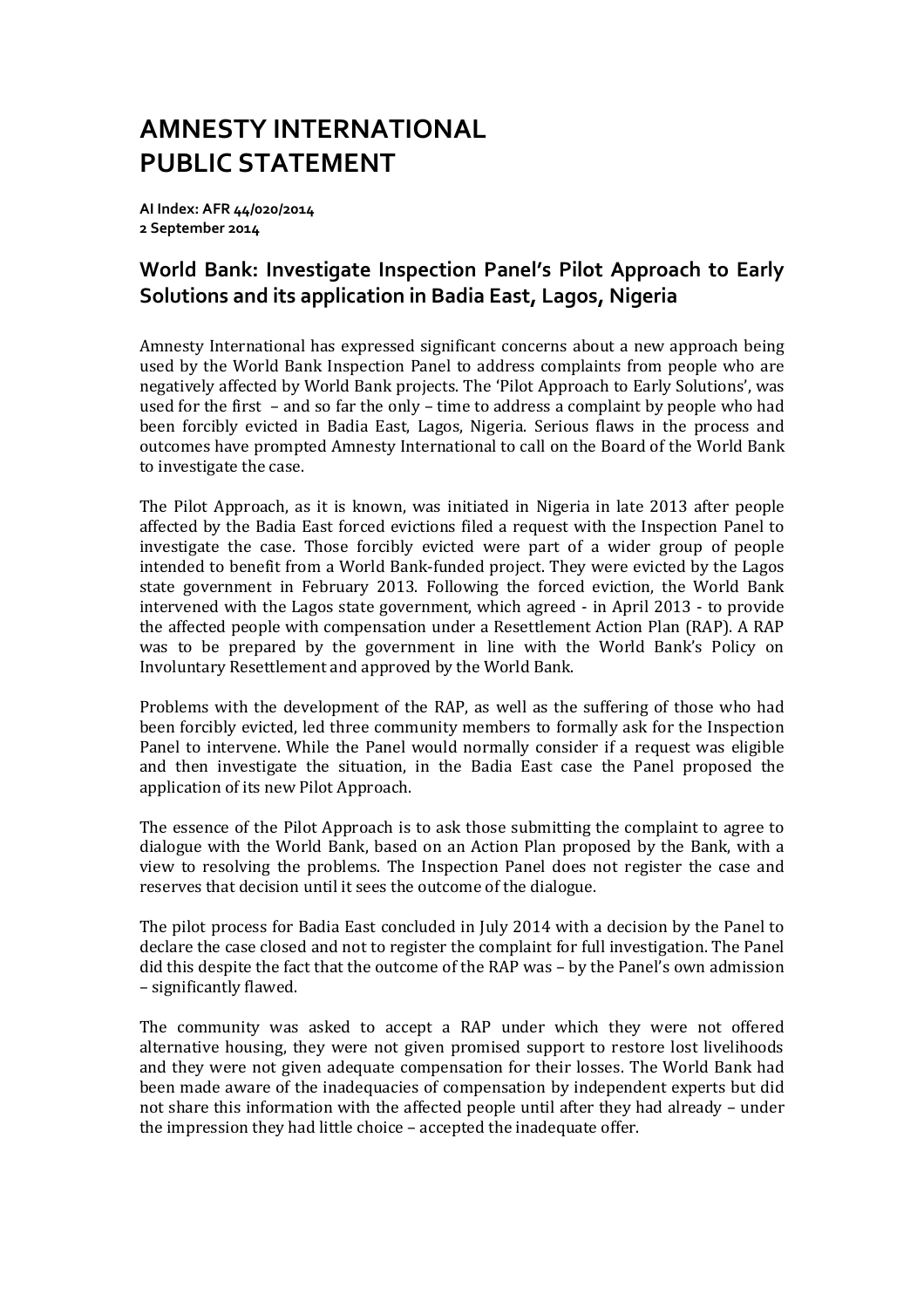# AMNESTY INTERNATIONAL PUBLIC STATEMENT

**AI Index: AFR 44/020/2014**
**2 September 2014**

## World Bank: Investigate Inspection Panel's Pilot Approach to Early Solutions and its application in Badia East, Lagos, Nigeria

Amnesty International has expressed significant concerns about a new approach being used by the World Bank Inspection Panel to address complaints from people who are negatively affected by World Bank projects. The 'Pilot Approach to Early Solutions', was used for the first – and so far the only – time to address a complaint by people who had been forcibly evicted in Badia East, Lagos, Nigeria. Serious flaws in the process and outcomes have prompted Amnesty International to call on the Board of the World Bank to investigate the case.

The Pilot Approach, as it is known, was initiated in Nigeria in late 2013 after people affected by the Badia East forced evictions filed a request with the Inspection Panel to investigate the case. Those forcibly evicted were part of a wider group of people intended to benefit from a World Bank-funded project. They were evicted by the Lagos state government in February 2013. Following the forced eviction, the World Bank intervened with the Lagos state government, which agreed - in April 2013 - to provide the affected people with compensation under a Resettlement Action Plan (RAP). A RAP was to be prepared by the government in line with the World Bank's Policy on Involuntary Resettlement and approved by the World Bank.

Problems with the development of the RAP, as well as the suffering of those who had been forcibly evicted, led three community members to formally ask for the Inspection Panel to intervene. While the Panel would normally consider if a request was eligible and then investigate the situation, in the Badia East case the Panel proposed the application of its new Pilot Approach.

The essence of the Pilot Approach is to ask those submitting the complaint to agree to dialogue with the World Bank, based on an Action Plan proposed by the Bank, with a view to resolving the problems. The Inspection Panel does not register the case and reserves that decision until it sees the outcome of the dialogue.

The pilot process for Badia East concluded in July 2014 with a decision by the Panel to declare the case closed and not to register the complaint for full investigation. The Panel did this despite the fact that the outcome of the RAP was – by the Panel's own admission – significantly flawed.

The community was asked to accept a RAP under which they were not offered alternative housing, they were not given promised support to restore lost livelihoods and they were not given adequate compensation for their losses. The World Bank had been made aware of the inadequacies of compensation by independent experts but did not share this information with the affected people until after they had already – under the impression they had little choice – accepted the inadequate offer.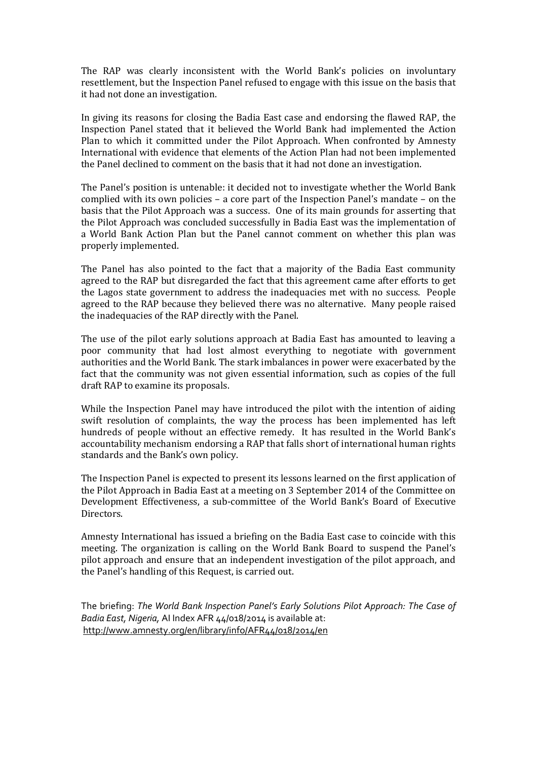The RAP was clearly inconsistent with the World Bank's policies on involuntary resettlement, but the Inspection Panel refused to engage with this issue on the basis that it had not done an investigation.

In giving its reasons for closing the Badia East case and endorsing the flawed RAP, the Inspection Panel stated that it believed the World Bank had implemented the Action Plan to which it committed under the Pilot Approach. When confronted by Amnesty International with evidence that elements of the Action Plan had not been implemented the Panel declined to comment on the basis that it had not done an investigation.

The Panel's position is untenable: it decided not to investigate whether the World Bank complied with its own policies – a core part of the Inspection Panel's mandate – on the basis that the Pilot Approach was a success. One of its main grounds for asserting that the Pilot Approach was concluded successfully in Badia East was the implementation of a World Bank Action Plan but the Panel cannot comment on whether this plan was properly implemented.

The Panel has also pointed to the fact that a majority of the Badia East community agreed to the RAP but disregarded the fact that this agreement came after efforts to get the Lagos state government to address the inadequacies met with no success. People agreed to the RAP because they believed there was no alternative. Many people raised the inadequacies of the RAP directly with the Panel.

The use of the pilot early solutions approach at Badia East has amounted to leaving a poor community that had lost almost everything to negotiate with government authorities and the World Bank. The stark imbalances in power were exacerbated by the fact that the community was not given essential information, such as copies of the full draft RAP to examine its proposals.

While the Inspection Panel may have introduced the pilot with the intention of aiding swift resolution of complaints, the way the process has been implemented has left hundreds of people without an effective remedy. It has resulted in the World Bank's accountability mechanism endorsing a RAP that falls short of international human rights standards and the Bank's own policy.

The Inspection Panel is expected to present its lessons learned on the first application of the Pilot Approach in Badia East at a meeting on 3 September 2014 of the Committee on Development Effectiveness, a sub-committee of the World Bank's Board of Executive Directors.

Amnesty International has issued a briefing on the Badia East case to coincide with this meeting. The organization is calling on the World Bank Board to suspend the Panel's pilot approach and ensure that an independent investigation of the pilot approach, and the Panel's handling of this Request, is carried out.

The briefing: *The World Bank Inspection Panel's Early Solutions Pilot Approach: The Case of Badia East, Nigeria,* AI Index AFR 44/018/2014 is available at:
http://www.amnesty.org/en/library/info/AFR44/018/2014/en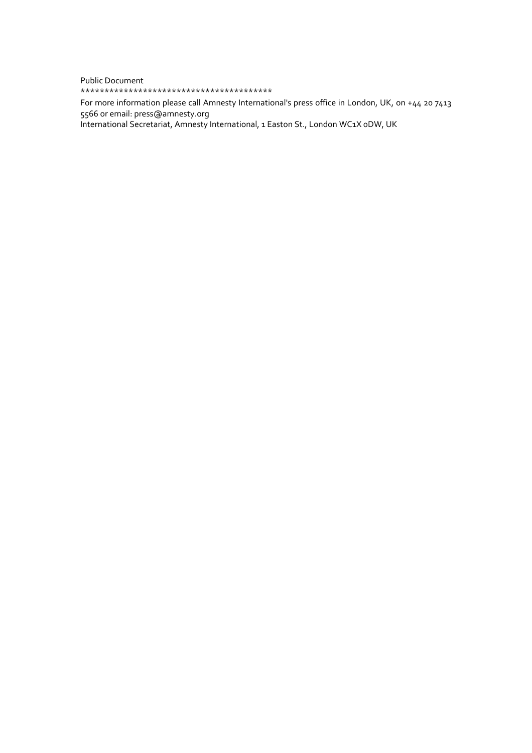Public Document

****************************************

For more information please call Amnesty International's press office in London, UK, on +44 20 7413 5566 or email: press@amnesty.org

International Secretariat, Amnesty International, 1 Easton St., London WC1X 0DW, UK